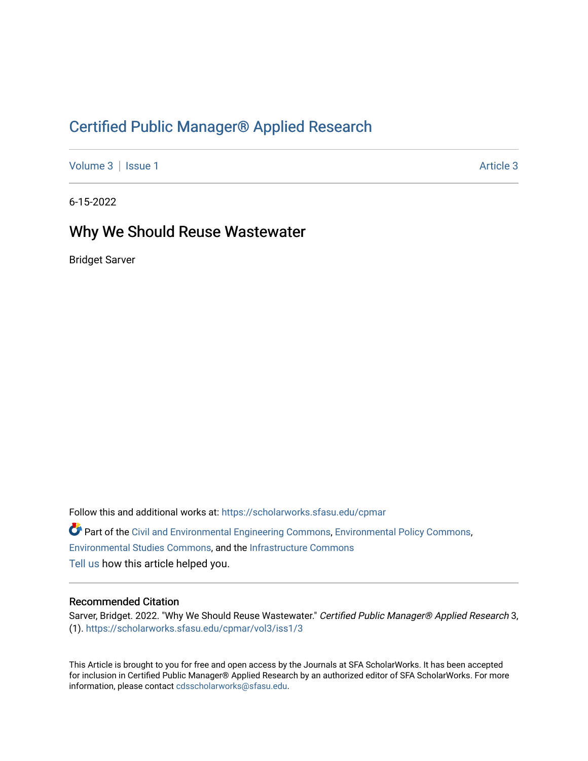# Certified Public Manager® Applied Research

Volume 3 | Issue 1 Article 3

6-15-2022

## Why We Should Reuse Wastewater

Bridget Sarver

Follow this and additional works at: https://scholarworks.sfasu.edu/cpmar

Part of the Civil and Environmental Engineering Commons, Environmental Policy Commons, Environmental Studies Commons, and the Infrastructure Commons

Tell us how this article helped you.

### Recommended Citation

Sarver, Bridget. 2022. "Why We Should Reuse Wastewater." *Certified Public Manager® Applied Research* 3, (1). https://scholarworks.sfasu.edu/cpmar/vol3/iss1/3

This Article is brought to you for free and open access by the Journals at SFA ScholarWorks. It has been accepted for inclusion in Certified Public Manager® Applied Research by an authorized editor of SFA ScholarWorks. For more information, please contact cdsscholarworks@sfasu.edu.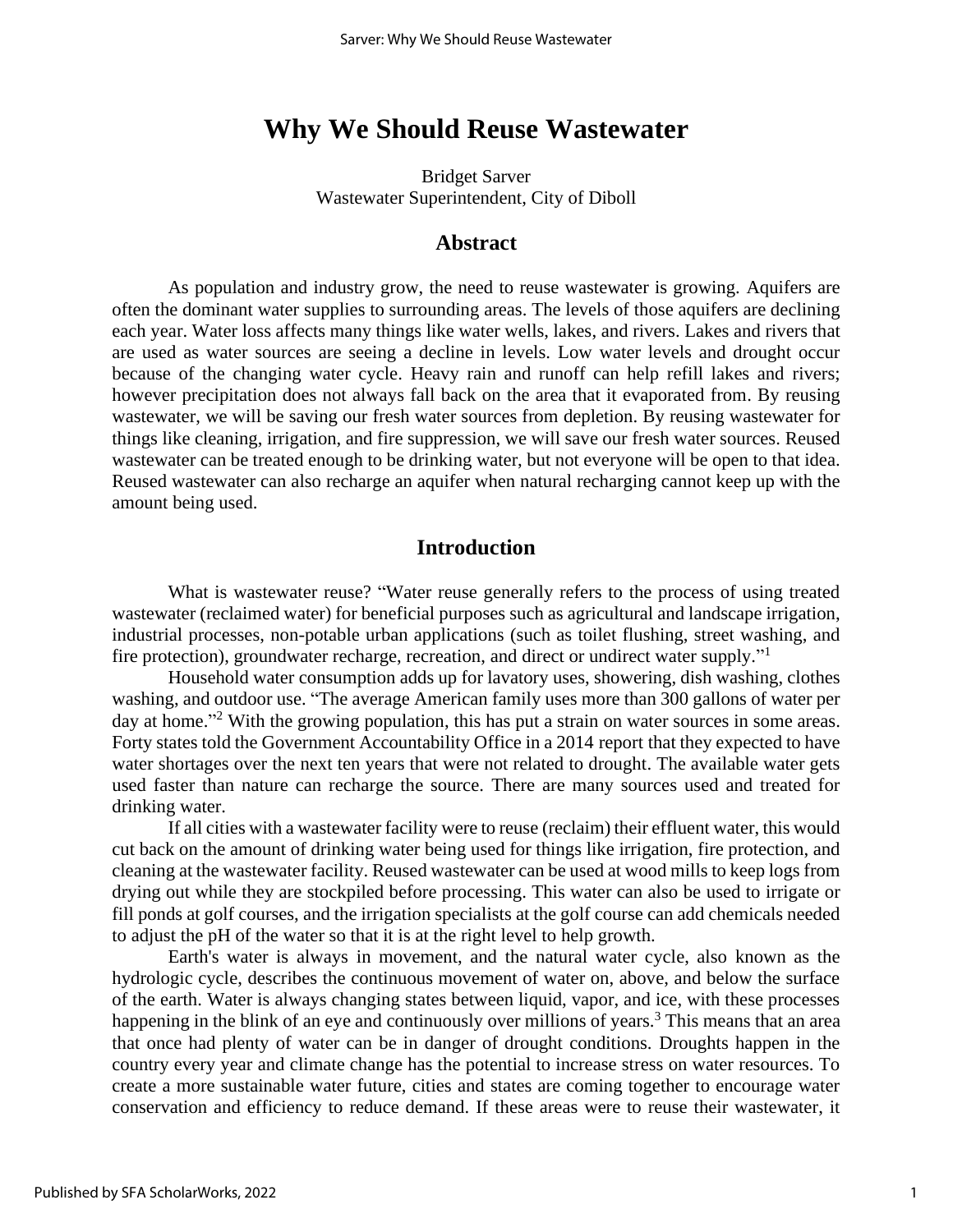# Why We Should Reuse Wastewater

Bridget Sarver
Wastewater Superintendent, City of Diboll

## Abstract

As population and industry grow, the need to reuse wastewater is growing. Aquifers are often the dominant water supplies to surrounding areas. The levels of those aquifers are declining each year. Water loss affects many things like water wells, lakes, and rivers. Lakes and rivers that are used as water sources are seeing a decline in levels. Low water levels and drought occur because of the changing water cycle. Heavy rain and runoff can help refill lakes and rivers; however precipitation does not always fall back on the area that it evaporated from. By reusing wastewater, we will be saving our fresh water sources from depletion. By reusing wastewater for things like cleaning, irrigation, and fire suppression, we will save our fresh water sources. Reused wastewater can be treated enough to be drinking water, but not everyone will be open to that idea. Reused wastewater can also recharge an aquifer when natural recharging cannot keep up with the amount being used.

## Introduction

What is wastewater reuse? "Water reuse generally refers to the process of using treated wastewater (reclaimed water) for beneficial purposes such as agricultural and landscape irrigation, industrial processes, non-potable urban applications (such as toilet flushing, street washing, and fire protection), groundwater recharge, recreation, and direct or undirect water supply."[1]

Household water consumption adds up for lavatory uses, showering, dish washing, clothes washing, and outdoor use. "The average American family uses more than 300 gallons of water per day at home."[2] With the growing population, this has put a strain on water sources in some areas. Forty states told the Government Accountability Office in a 2014 report that they expected to have water shortages over the next ten years that were not related to drought. The available water gets used faster than nature can recharge the source. There are many sources used and treated for drinking water.

If all cities with a wastewater facility were to reuse (reclaim) their effluent water, this would cut back on the amount of drinking water being used for things like irrigation, fire protection, and cleaning at the wastewater facility. Reused wastewater can be used at wood mills to keep logs from drying out while they are stockpiled before processing. This water can also be used to irrigate or fill ponds at golf courses, and the irrigation specialists at the golf course can add chemicals needed to adjust the pH of the water so that it is at the right level to help growth.

Earth's water is always in movement, and the natural water cycle, also known as the hydrologic cycle, describes the continuous movement of water on, above, and below the surface of the earth. Water is always changing states between liquid, vapor, and ice, with these processes happening in the blink of an eye and continuously over millions of years.[3] This means that an area that once had plenty of water can be in danger of drought conditions. Droughts happen in the country every year and climate change has the potential to increase stress on water resources. To create a more sustainable water future, cities and states are coming together to encourage water conservation and efficiency to reduce demand. If these areas were to reuse their wastewater, it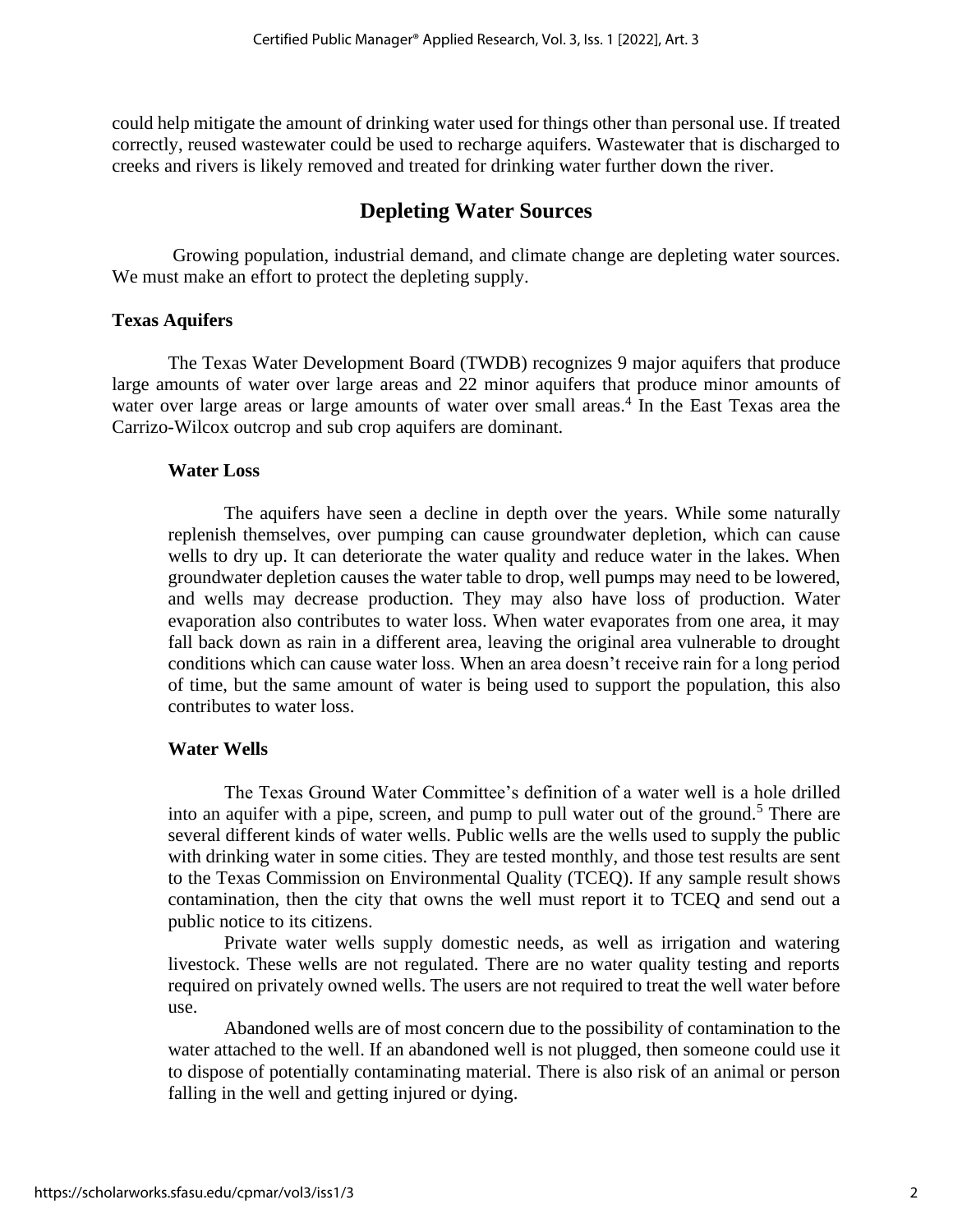could help mitigate the amount of drinking water used for things other than personal use. If treated correctly, reused wastewater could be used to recharge aquifers. Wastewater that is discharged to creeks and rivers is likely removed and treated for drinking water further down the river.

## Depleting Water Sources

Growing population, industrial demand, and climate change are depleting water sources. We must make an effort to protect the depleting supply.

### Texas Aquifers

The Texas Water Development Board (TWDB) recognizes 9 major aquifers that produce large amounts of water over large areas and 22 minor aquifers that produce minor amounts of water over large areas or large amounts of water over small areas.[4] In the East Texas area the Carrizo-Wilcox outcrop and sub crop aquifers are dominant.

#### Water Loss

The aquifers have seen a decline in depth over the years. While some naturally replenish themselves, over pumping can cause groundwater depletion, which can cause wells to dry up. It can deteriorate the water quality and reduce water in the lakes. When groundwater depletion causes the water table to drop, well pumps may need to be lowered, and wells may decrease production. They may also have loss of production. Water evaporation also contributes to water loss. When water evaporates from one area, it may fall back down as rain in a different area, leaving the original area vulnerable to drought conditions which can cause water loss. When an area doesn't receive rain for a long period of time, but the same amount of water is being used to support the population, this also contributes to water loss.

#### Water Wells

The Texas Ground Water Committee's definition of a water well is a hole drilled into an aquifer with a pipe, screen, and pump to pull water out of the ground.[5] There are several different kinds of water wells. Public wells are the wells used to supply the public with drinking water in some cities. They are tested monthly, and those test results are sent to the Texas Commission on Environmental Quality (TCEQ). If any sample result shows contamination, then the city that owns the well must report it to TCEQ and send out a public notice to its citizens.

Private water wells supply domestic needs, as well as irrigation and watering livestock. These wells are not regulated. There are no water quality testing and reports required on privately owned wells. The users are not required to treat the well water before use.

Abandoned wells are of most concern due to the possibility of contamination to the water attached to the well. If an abandoned well is not plugged, then someone could use it to dispose of potentially contaminating material. There is also risk of an animal or person falling in the well and getting injured or dying.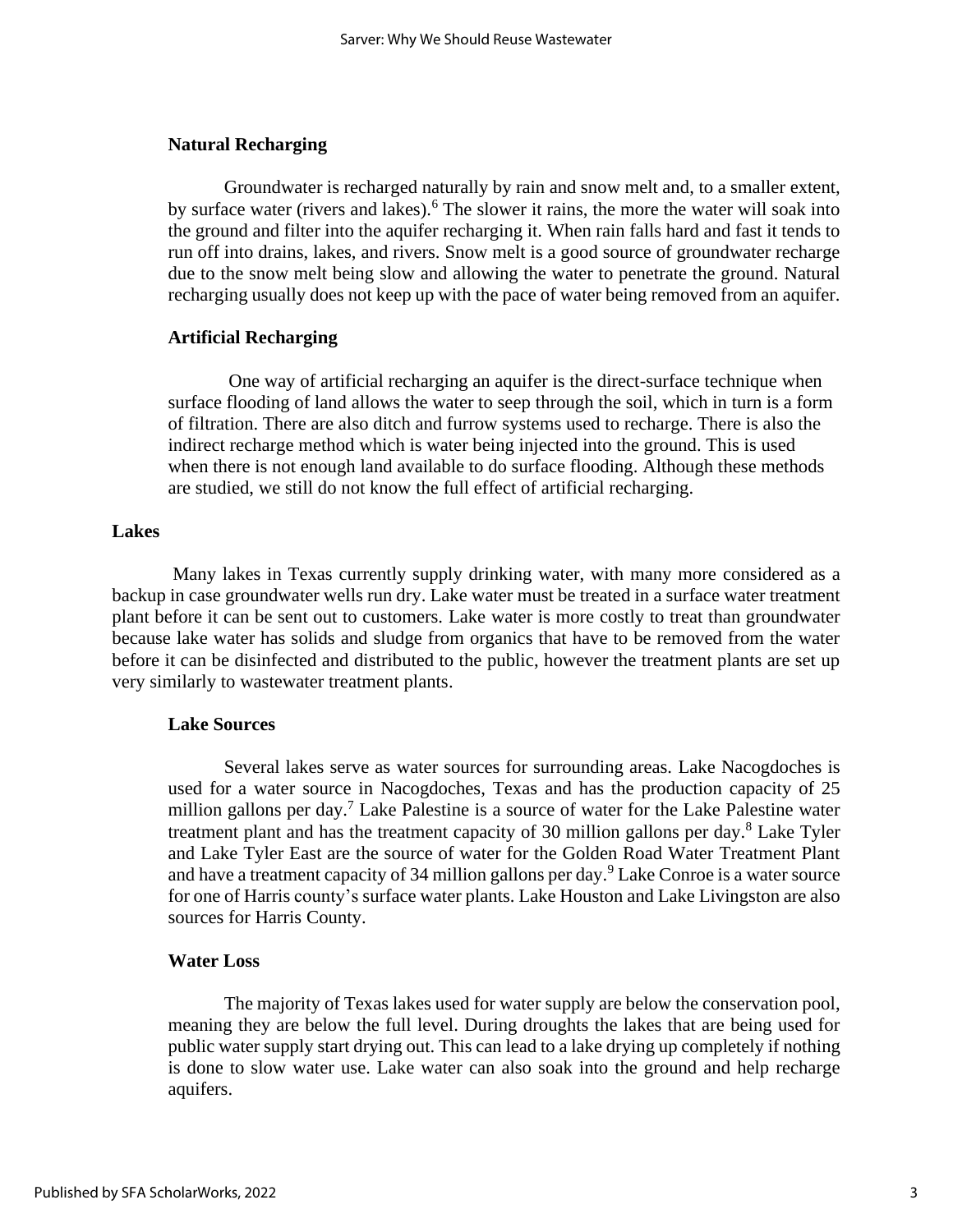### Natural Recharging

Groundwater is recharged naturally by rain and snow melt and, to a smaller extent, by surface water (rivers and lakes).[6] The slower it rains, the more the water will soak into the ground and filter into the aquifer recharging it. When rain falls hard and fast it tends to run off into drains, lakes, and rivers. Snow melt is a good source of groundwater recharge due to the snow melt being slow and allowing the water to penetrate the ground. Natural recharging usually does not keep up with the pace of water being removed from an aquifer.

### Artificial Recharging

One way of artificial recharging an aquifer is the direct-surface technique when surface flooding of land allows the water to seep through the soil, which in turn is a form of filtration. There are also ditch and furrow systems used to recharge. There is also the indirect recharge method which is water being injected into the ground. This is used when there is not enough land available to do surface flooding. Although these methods are studied, we still do not know the full effect of artificial recharging.

## Lakes

Many lakes in Texas currently supply drinking water, with many more considered as a backup in case groundwater wells run dry. Lake water must be treated in a surface water treatment plant before it can be sent out to customers. Lake water is more costly to treat than groundwater because lake water has solids and sludge from organics that have to be removed from the water before it can be disinfected and distributed to the public, however the treatment plants are set up very similarly to wastewater treatment plants.

### Lake Sources

Several lakes serve as water sources for surrounding areas. Lake Nacogdoches is used for a water source in Nacogdoches, Texas and has the production capacity of 25 million gallons per day.[7] Lake Palestine is a source of water for the Lake Palestine water treatment plant and has the treatment capacity of 30 million gallons per day.[8] Lake Tyler and Lake Tyler East are the source of water for the Golden Road Water Treatment Plant and have a treatment capacity of 34 million gallons per day.[9] Lake Conroe is a water source for one of Harris county's surface water plants. Lake Houston and Lake Livingston are also sources for Harris County.

### Water Loss

The majority of Texas lakes used for water supply are below the conservation pool, meaning they are below the full level. During droughts the lakes that are being used for public water supply start drying out. This can lead to a lake drying up completely if nothing is done to slow water use. Lake water can also soak into the ground and help recharge aquifers.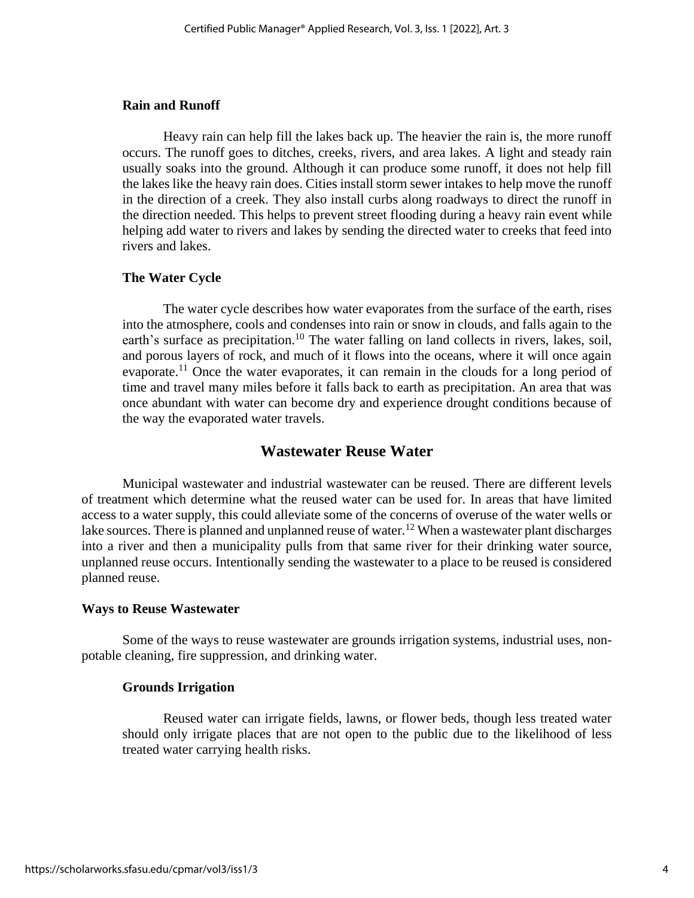### Rain and Runoff

Heavy rain can help fill the lakes back up. The heavier the rain is, the more runoff occurs. The runoff goes to ditches, creeks, rivers, and area lakes. A light and steady rain usually soaks into the ground. Although it can produce some runoff, it does not help fill the lakes like the heavy rain does. Cities install storm sewer intakes to help move the runoff in the direction of a creek. They also install curbs along roadways to direct the runoff in the direction needed. This helps to prevent street flooding during a heavy rain event while helping add water to rivers and lakes by sending the directed water to creeks that feed into rivers and lakes.

### The Water Cycle

The water cycle describes how water evaporates from the surface of the earth, rises into the atmosphere, cools and condenses into rain or snow in clouds, and falls again to the earth's surface as precipitation.[10] The water falling on land collects in rivers, lakes, soil, and porous layers of rock, and much of it flows into the oceans, where it will once again evaporate.[11] Once the water evaporates, it can remain in the clouds for a long period of time and travel many miles before it falls back to earth as precipitation. An area that was once abundant with water can become dry and experience drought conditions because of the way the evaporated water travels.

## Wastewater Reuse Water

Municipal wastewater and industrial wastewater can be reused. There are different levels of treatment which determine what the reused water can be used for. In areas that have limited access to a water supply, this could alleviate some of the concerns of overuse of the water wells or lake sources. There is planned and unplanned reuse of water.[12] When a wastewater plant discharges into a river and then a municipality pulls from that same river for their drinking water source, unplanned reuse occurs. Intentionally sending the wastewater to a place to be reused is considered planned reuse.

### Ways to Reuse Wastewater

Some of the ways to reuse wastewater are grounds irrigation systems, industrial uses, non-potable cleaning, fire suppression, and drinking water.

#### Grounds Irrigation

Reused water can irrigate fields, lawns, or flower beds, though less treated water should only irrigate places that are not open to the public due to the likelihood of less treated water carrying health risks.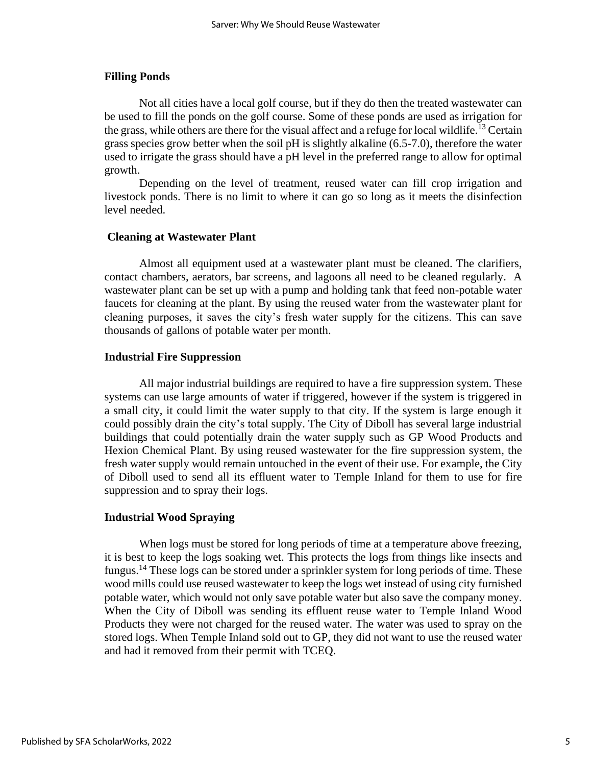### Filling Ponds

Not all cities have a local golf course, but if they do then the treated wastewater can be used to fill the ponds on the golf course. Some of these ponds are used as irrigation for the grass, while others are there for the visual affect and a refuge for local wildlife.[13] Certain grass species grow better when the soil pH is slightly alkaline (6.5-7.0), therefore the water used to irrigate the grass should have a pH level in the preferred range to allow for optimal growth.

Depending on the level of treatment, reused water can fill crop irrigation and livestock ponds. There is no limit to where it can go so long as it meets the disinfection level needed.

### Cleaning at Wastewater Plant

Almost all equipment used at a wastewater plant must be cleaned. The clarifiers, contact chambers, aerators, bar screens, and lagoons all need to be cleaned regularly. A wastewater plant can be set up with a pump and holding tank that feed non-potable water faucets for cleaning at the plant. By using the reused water from the wastewater plant for cleaning purposes, it saves the city's fresh water supply for the citizens. This can save thousands of gallons of potable water per month.

### Industrial Fire Suppression

All major industrial buildings are required to have a fire suppression system. These systems can use large amounts of water if triggered, however if the system is triggered in a small city, it could limit the water supply to that city. If the system is large enough it could possibly drain the city's total supply. The City of Diboll has several large industrial buildings that could potentially drain the water supply such as GP Wood Products and Hexion Chemical Plant. By using reused wastewater for the fire suppression system, the fresh water supply would remain untouched in the event of their use. For example, the City of Diboll used to send all its effluent water to Temple Inland for them to use for fire suppression and to spray their logs.

### Industrial Wood Spraying

When logs must be stored for long periods of time at a temperature above freezing, it is best to keep the logs soaking wet. This protects the logs from things like insects and fungus.[14] These logs can be stored under a sprinkler system for long periods of time. These wood mills could use reused wastewater to keep the logs wet instead of using city furnished potable water, which would not only save potable water but also save the company money. When the City of Diboll was sending its effluent reuse water to Temple Inland Wood Products they were not charged for the reused water. The water was used to spray on the stored logs. When Temple Inland sold out to GP, they did not want to use the reused water and had it removed from their permit with TCEQ.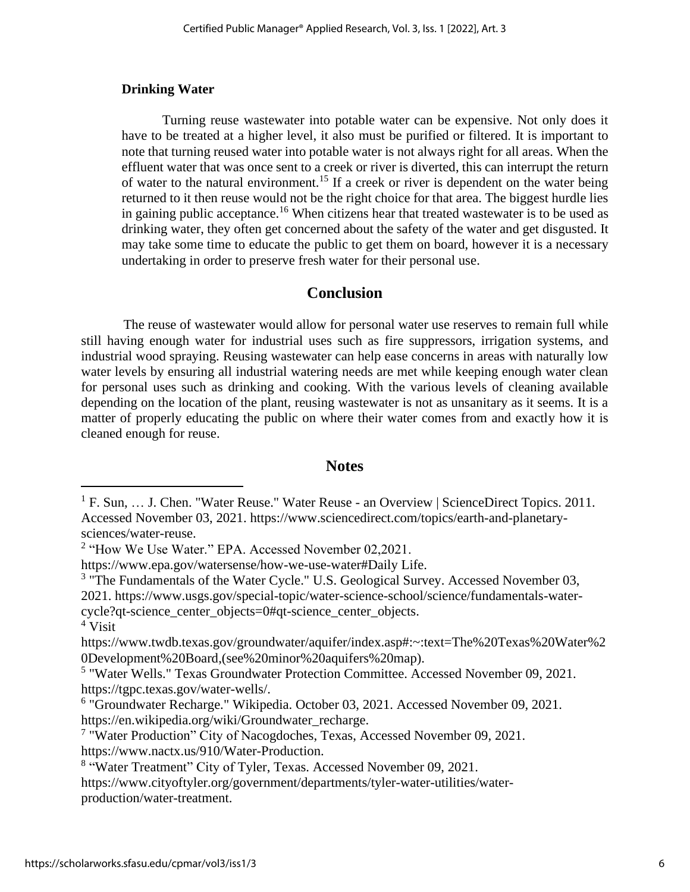### Drinking Water

Turning reuse wastewater into potable water can be expensive. Not only does it have to be treated at a higher level, it also must be purified or filtered. It is important to note that turning reused water into potable water is not always right for all areas. When the effluent water that was once sent to a creek or river is diverted, this can interrupt the return of water to the natural environment.[15] If a creek or river is dependent on the water being returned to it then reuse would not be the right choice for that area. The biggest hurdle lies in gaining public acceptance.[16] When citizens hear that treated wastewater is to be used as drinking water, they often get concerned about the safety of the water and get disgusted. It may take some time to educate the public to get them on board, however it is a necessary undertaking in order to preserve fresh water for their personal use.

## Conclusion

The reuse of wastewater would allow for personal water use reserves to remain full while still having enough water for industrial uses such as fire suppressors, irrigation systems, and industrial wood spraying. Reusing wastewater can help ease concerns in areas with naturally low water levels by ensuring all industrial watering needs are met while keeping enough water clean for personal uses such as drinking and cooking. With the various levels of cleaning available depending on the location of the plant, reusing wastewater is not as unsanitary as it seems. It is a matter of properly educating the public on where their water comes from and exactly how it is cleaned enough for reuse.

## Notes

[1] F. Sun, … J. Chen. "Water Reuse." Water Reuse - an Overview | ScienceDirect Topics. 2011. Accessed November 03, 2021. https://www.sciencedirect.com/topics/earth-and-planetary-sciences/water-reuse.

[2] "How We Use Water." EPA. Accessed November 02,2021. https://www.epa.gov/watersense/how-we-use-water#Daily Life.

[3] "The Fundamentals of the Water Cycle." U.S. Geological Survey. Accessed November 03, 2021. https://www.usgs.gov/special-topic/water-science-school/science/fundamentals-water-cycle?qt-science_center_objects=0#qt-science_center_objects.

[4] Visit https://www.twdb.texas.gov/groundwater/aquifer/index.asp#:~:text=The%20Texas%20Water%20Development%20Board,(see%20minor%20aquifers%20map).

[5] "Water Wells." Texas Groundwater Protection Committee. Accessed November 09, 2021. https://tgpc.texas.gov/water-wells/.

[6] "Groundwater Recharge." Wikipedia. October 03, 2021. Accessed November 09, 2021. https://en.wikipedia.org/wiki/Groundwater_recharge.

[7] "Water Production" City of Nacogdoches, Texas, Accessed November 09, 2021. https://www.nactx.us/910/Water-Production.

[8] "Water Treatment" City of Tyler, Texas. Accessed November 09, 2021. https://www.cityoftyler.org/government/departments/tyler-water-utilities/water-production/water-treatment.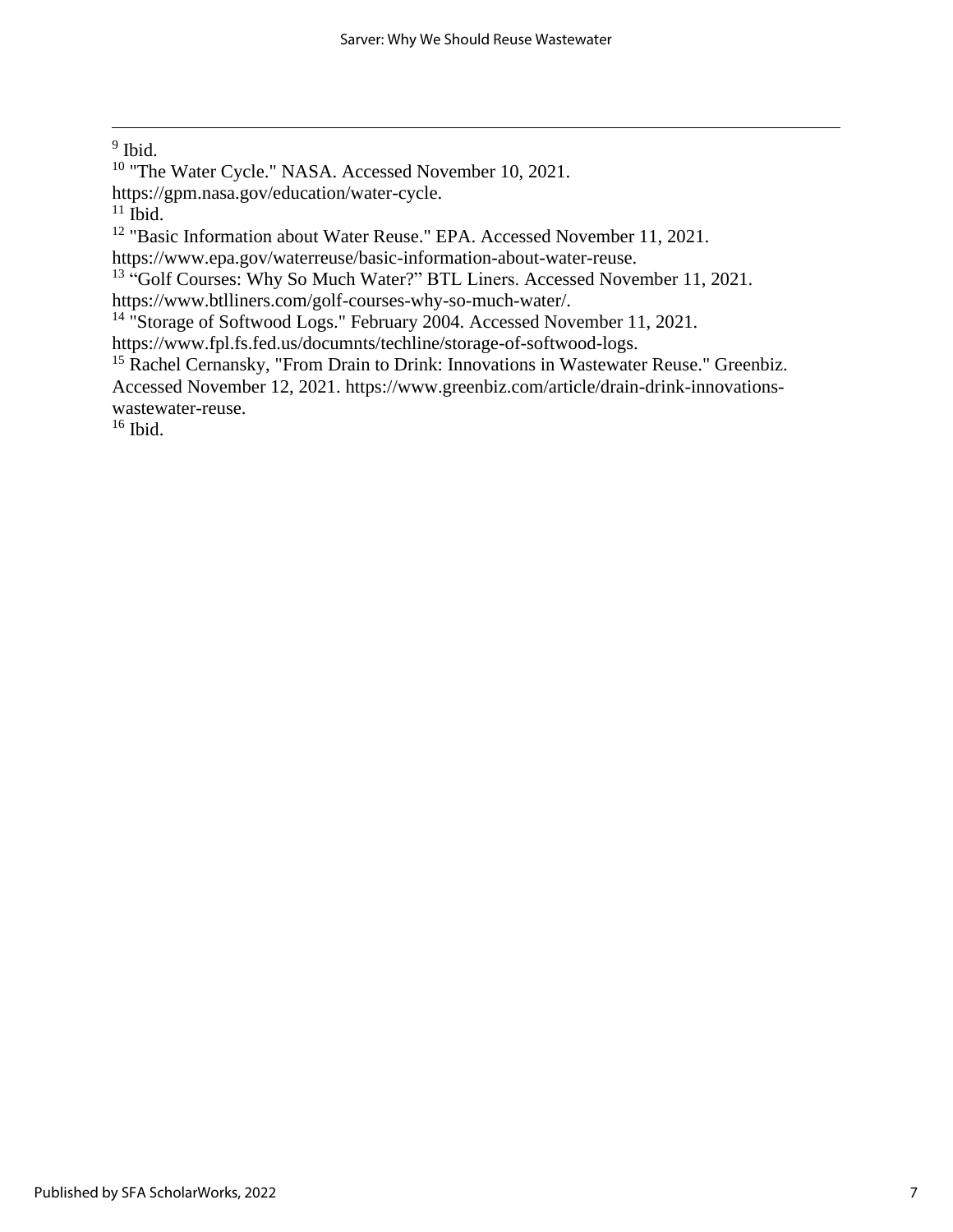[9] Ibid.

[10] "The Water Cycle." NASA. Accessed November 10, 2021. https://gpm.nasa.gov/education/water-cycle.

[11] Ibid.

[12] "Basic Information about Water Reuse." EPA. Accessed November 11, 2021. https://www.epa.gov/waterreuse/basic-information-about-water-reuse.

[13] "Golf Courses: Why So Much Water?" BTL Liners. Accessed November 11, 2021. https://www.btlliners.com/golf-courses-why-so-much-water/.

[14] "Storage of Softwood Logs." February 2004. Accessed November 11, 2021. https://www.fpl.fs.fed.us/documnts/techline/storage-of-softwood-logs.

[15] Rachel Cernansky, "From Drain to Drink: Innovations in Wastewater Reuse." Greenbiz. Accessed November 12, 2021. https://www.greenbiz.com/article/drain-drink-innovations-wastewater-reuse.

[16] Ibid.